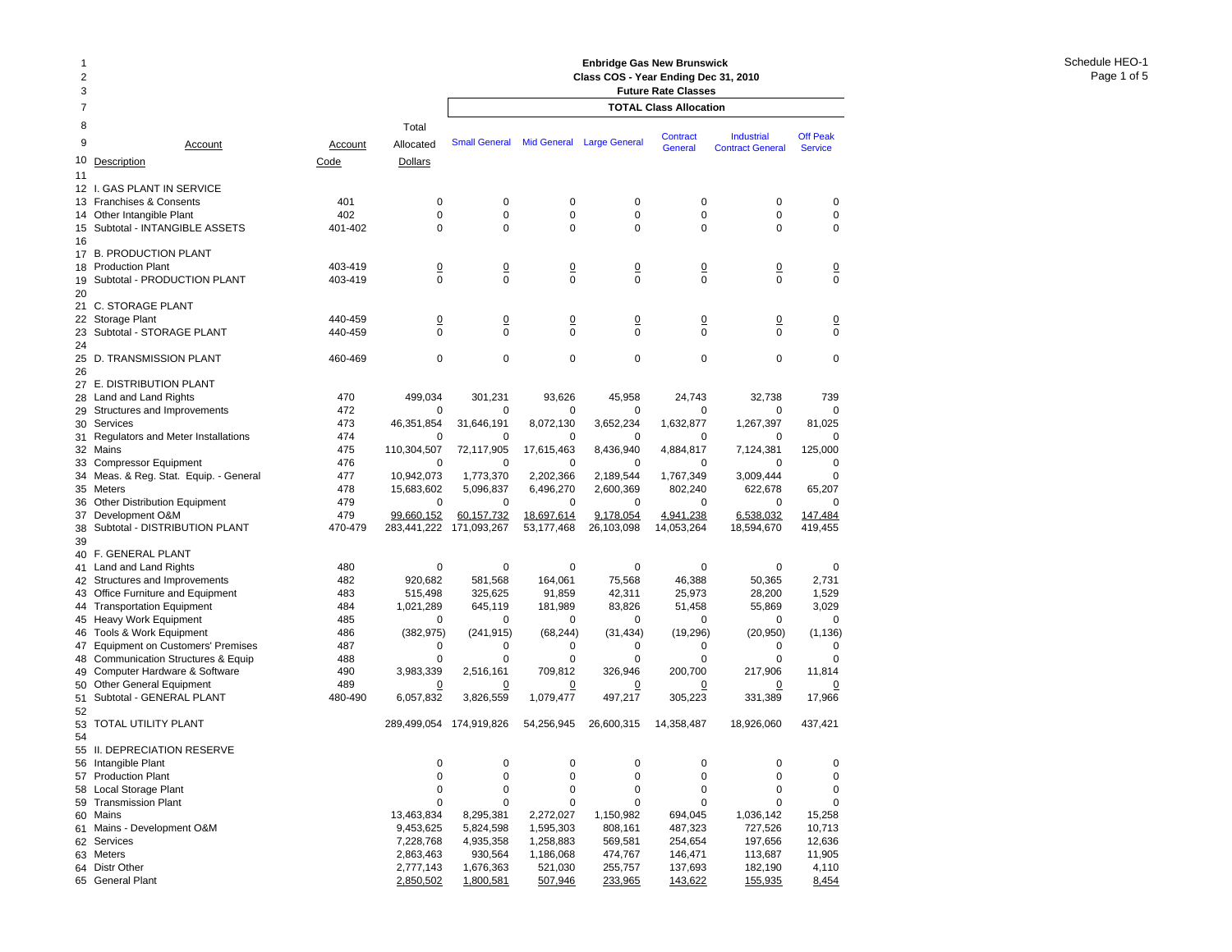**Enbridge Gas New Brunswick**
**Class COS - Year Ending Dec 31, 2010**
**Future Rate Classes**

Schedule HEO-1

| Line | Account Description | Account Code | Total Allocated Dollars | Small General | Mid General | Large General | Contract General | Industrial Contract General | Off Peak Service |
|---|---|---|---|---|---|---|---|---|---|
| | | | | **TOTAL Class Allocation** | | | | | |
| 11 | | | | | | | | | |
| 12 | I. GAS PLANT IN SERVICE | | | | | | | | |
| 13 | Franchises & Consents | 401 | 0 | 0 | 0 | 0 | 0 | 0 | 0 |
| 14 | Other Intangible Plant | 402 | 0 | 0 | 0 | 0 | 0 | 0 | 0 |
| 15 | Subtotal - INTANGIBLE ASSETS | 401-402 | 0 | 0 | 0 | 0 | 0 | 0 | 0 |
| 16 | | | | | | | | | |
| 17 | B. PRODUCTION PLANT | | | | | | | | |
| 18 | Production Plant | 403-419 | 0 | 0 | 0 | 0 | 0 | 0 | 0 |
| 19 | Subtotal - PRODUCTION PLANT | 403-419 | 0 | 0 | 0 | 0 | 0 | 0 | 0 |
| 20 | | | | | | | | | |
| 21 | C. STORAGE PLANT | | | | | | | | |
| 22 | Storage Plant | 440-459 | 0 | 0 | 0 | 0 | 0 | 0 | 0 |
| 23 | Subtotal - STORAGE PLANT | 440-459 | 0 | 0 | 0 | 0 | 0 | 0 | 0 |
| 24 | | | | | | | | | |
| 25 | D. TRANSMISSION PLANT | 460-469 | 0 | 0 | 0 | 0 | 0 | 0 | 0 |
| 26 | | | | | | | | | |
| 27 | E. DISTRIBUTION PLANT | | | | | | | | |
| 28 | Land and Land Rights | 470 | 499,034 | 301,231 | 93,626 | 45,958 | 24,743 | 32,738 | 739 |
| 29 | Structures and Improvements | 472 | 0 | 0 | 0 | 0 | 0 | 0 | 0 |
| 30 | Services | 473 | 46,351,854 | 31,646,191 | 8,072,130 | 3,652,234 | 1,632,877 | 1,267,397 | 81,025 |
| 31 | Regulators and Meter Installations | 474 | 0 | 0 | 0 | 0 | 0 | 0 | 0 |
| 32 | Mains | 475 | 110,304,507 | 72,117,905 | 17,615,463 | 8,436,940 | 4,884,817 | 7,124,381 | 125,000 |
| 33 | Compressor Equipment | 476 | 0 | 0 | 0 | 0 | 0 | 0 | 0 |
| 34 | Meas. & Reg. Stat. Equip. - General | 477 | 10,942,073 | 1,773,370 | 2,202,366 | 2,189,544 | 1,767,349 | 3,009,444 | 0 |
| 35 | Meters | 478 | 15,683,602 | 5,096,837 | 6,496,270 | 2,600,369 | 802,240 | 622,678 | 65,207 |
| 36 | Other Distribution Equipment | 479 | 0 | 0 | 0 | 0 | 0 | 0 | 0 |
| 37 | Development O&M | 479 | 99,660,152 | 60,157,732 | 18,697,614 | 9,178,054 | 4,941,238 | 6,538,032 | 147,484 |
| 38 | Subtotal - DISTRIBUTION PLANT | 470-479 | 283,441,222 | 171,093,267 | 53,177,468 | 26,103,098 | 14,053,264 | 18,594,670 | 419,455 |
| 39 | | | | | | | | | |
| 40 | F. GENERAL PLANT | | | | | | | | |
| 41 | Land and Land Rights | 480 | 0 | 0 | 0 | 0 | 0 | 0 | 0 |
| 42 | Structures and Improvements | 482 | 920,682 | 581,568 | 164,061 | 75,568 | 46,388 | 50,365 | 2,731 |
| 43 | Office Furniture and Equipment | 483 | 515,498 | 325,625 | 91,859 | 42,311 | 25,973 | 28,200 | 1,529 |
| 44 | Transportation Equipment | 484 | 1,021,289 | 645,119 | 181,989 | 83,826 | 51,458 | 55,869 | 3,029 |
| 45 | Heavy Work Equipment | 485 | 0 | 0 | 0 | 0 | 0 | 0 | 0 |
| 46 | Tools & Work Equipment | 486 | (382,975) | (241,915) | (68,244) | (31,434) | (19,296) | (20,950) | (1,136) |
| 47 | Equipment on Customers' Premises | 487 | 0 | 0 | 0 | 0 | 0 | 0 | 0 |
| 48 | Communication Structures & Equip | 488 | 0 | 0 | 0 | 0 | 0 | 0 | 0 |
| 49 | Computer Hardware & Software | 490 | 3,983,339 | 2,516,161 | 709,812 | 326,946 | 200,700 | 217,906 | 11,814 |
| 50 | Other General Equipment | 489 | 0 | 0 | 0 | 0 | 0 | 0 | 0 |
| 51 | Subtotal - GENERAL PLANT | 480-490 | 6,057,832 | 3,826,559 | 1,079,477 | 497,217 | 305,223 | 331,389 | 17,966 |
| 52 | | | | | | | | | |
| 53 | TOTAL UTILITY PLANT | | 289,499,054 | 174,919,826 | 54,256,945 | 26,600,315 | 14,358,487 | 18,926,060 | 437,421 |
| 54 | | | | | | | | | |
| 55 | II. DEPRECIATION RESERVE | | | | | | | | |
| 56 | Intangible Plant | | 0 | 0 | 0 | 0 | 0 | 0 | 0 |
| 57 | Production Plant | | 0 | 0 | 0 | 0 | 0 | 0 | 0 |
| 58 | Local Storage Plant | | 0 | 0 | 0 | 0 | 0 | 0 | 0 |
| 59 | Transmission Plant | | 0 | 0 | 0 | 0 | 0 | 0 | 0 |
| 60 | Mains | | 13,463,834 | 8,295,381 | 2,272,027 | 1,150,982 | 694,045 | 1,036,142 | 15,258 |
| 61 | Mains - Development O&M | | 9,453,625 | 5,824,598 | 1,595,303 | 808,161 | 487,323 | 727,526 | 10,713 |
| 62 | Services | | 7,228,768 | 4,935,358 | 1,258,883 | 569,581 | 254,654 | 197,656 | 12,636 |
| 63 | Meters | | 2,863,463 | 930,564 | 1,186,068 | 474,767 | 146,471 | 113,687 | 11,905 |
| 64 | Distr Other | | 2,777,143 | 1,676,363 | 521,030 | 255,757 | 137,693 | 182,190 | 4,110 |
| 65 | General Plant | | 2,850,502 | 1,800,581 | 507,946 | 233,965 | 143,622 | 155,935 | 8,454 |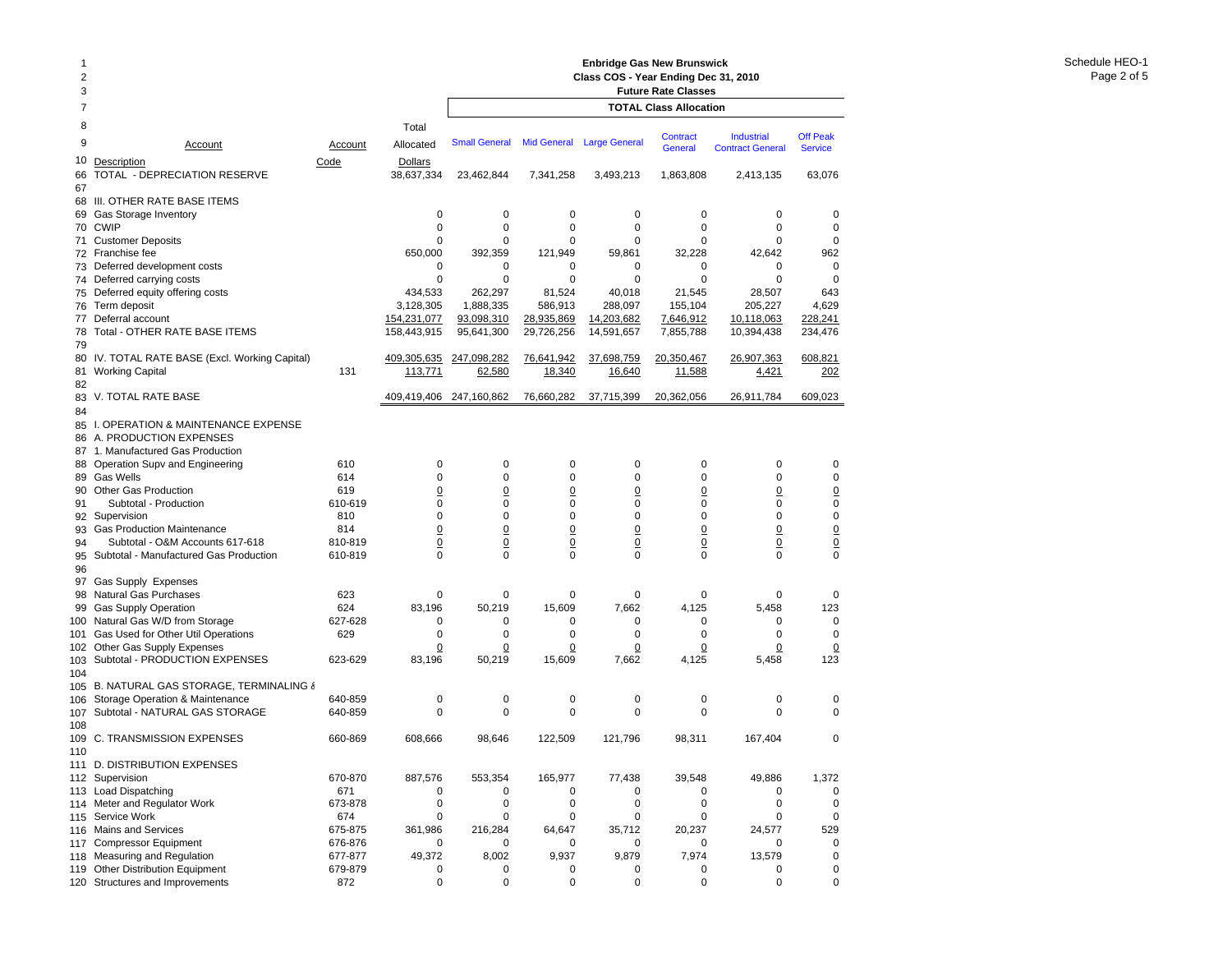# Enbridge Gas New Brunswick

## Class COS - Year Ending Dec 31, 2010

### Future Rate Classes

Schedule HEO-1

| Line | Account Description | Account Code | Total Allocated Dollars | Small General | Mid General | Large General | Contract General | Industrial Contract General | Off Peak Service |
|---|---|---|---|---|---|---|---|---|---|
| | | | | **TOTAL Class Allocation** | | | | | |
| 66 | TOTAL - DEPRECIATION RESERVE | | 38,637,334 | 23,462,844 | 7,341,258 | 3,493,213 | 1,863,808 | 2,413,135 | 63,076 |
| 67 | | | | | | | | | |
| 68 | III. OTHER RATE BASE ITEMS | | | | | | | | |
| 69 | Gas Storage Inventory | | 0 | 0 | 0 | 0 | 0 | 0 | 0 |
| 70 | CWIP | | 0 | 0 | 0 | 0 | 0 | 0 | 0 |
| 71 | Customer Deposits | | 0 | 0 | 0 | 0 | 0 | 0 | 0 |
| 72 | Franchise fee | | 650,000 | 392,359 | 121,949 | 59,861 | 32,228 | 42,642 | 962 |
| 73 | Deferred development costs | | 0 | 0 | 0 | 0 | 0 | 0 | 0 |
| 74 | Deferred carrying costs | | 0 | 0 | 0 | 0 | 0 | 0 | 0 |
| 75 | Deferred equity offering costs | | 434,533 | 262,297 | 81,524 | 40,018 | 21,545 | 28,507 | 643 |
| 76 | Term deposit | | 3,128,305 | 1,888,335 | 586,913 | 288,097 | 155,104 | 205,227 | 4,629 |
| 77 | Deferral account | | 154,231,077 | 93,098,310 | 28,935,869 | 14,203,682 | 7,646,912 | 10,118,063 | 228,241 |
| 78 | Total - OTHER RATE BASE ITEMS | | 158,443,915 | 95,641,300 | 29,726,256 | 14,591,657 | 7,855,788 | 10,394,438 | 234,476 |
| 79 | | | | | | | | | |
| 80 | IV. TOTAL RATE BASE (Excl. Working Capital) | | 409,305,635 | 247,098,282 | 76,641,942 | 37,698,759 | 20,350,467 | 26,907,363 | 608,821 |
| 81 | Working Capital | 131 | 113,771 | 62,580 | 18,340 | 16,640 | 11,588 | 4,421 | 202 |
| 82 | | | | | | | | | |
| 83 | V. TOTAL RATE BASE | | 409,419,406 | 247,160,862 | 76,660,282 | 37,715,399 | 20,362,056 | 26,911,784 | 609,023 |
| 84 | | | | | | | | | |
| 85 | I. OPERATION & MAINTENANCE EXPENSE | | | | | | | | |
| 86 | A. PRODUCTION EXPENSES | | | | | | | | |
| 87 | 1. Manufactured Gas Production | | | | | | | | |
| 88 | Operation Supv and Engineering | 610 | 0 | 0 | 0 | 0 | 0 | 0 | 0 |
| 89 | Gas Wells | 614 | 0 | 0 | 0 | 0 | 0 | 0 | 0 |
| 90 | Other Gas Production | 619 | 0 | 0 | 0 | 0 | 0 | 0 | 0 |
| 91 | Subtotal - Production | 610-619 | 0 | 0 | 0 | 0 | 0 | 0 | 0 |
| 92 | Supervision | 810 | 0 | 0 | 0 | 0 | 0 | 0 | 0 |
| 93 | Gas Production Maintenance | 814 | 0 | 0 | 0 | 0 | 0 | 0 | 0 |
| 94 | Subtotal - O&M Accounts 617-618 | 810-819 | 0 | 0 | 0 | 0 | 0 | 0 | 0 |
| 95 | Subtotal - Manufactured Gas Production | 610-819 | 0 | 0 | 0 | 0 | 0 | 0 | 0 |
| 96 | | | | | | | | | |
| 97 | Gas Supply Expenses | | | | | | | | |
| 98 | Natural Gas Purchases | 623 | 0 | 0 | 0 | 0 | 0 | 0 | 0 |
| 99 | Gas Supply Operation | 624 | 83,196 | 50,219 | 15,609 | 7,662 | 4,125 | 5,458 | 123 |
| 100 | Natural Gas W/D from Storage | 627-628 | 0 | 0 | 0 | 0 | 0 | 0 | 0 |
| 101 | Gas Used for Other Util Operations | 629 | 0 | 0 | 0 | 0 | 0 | 0 | 0 |
| 102 | Other Gas Supply Expenses | | 0 | 0 | 0 | 0 | 0 | 0 | 0 |
| 103 | Subtotal - PRODUCTION EXPENSES | 623-629 | 83,196 | 50,219 | 15,609 | 7,662 | 4,125 | 5,458 | 123 |
| 104 | | | | | | | | | |
| 105 | B. NATURAL GAS STORAGE, TERMINALING & | | | | | | | | |
| 106 | Storage Operation & Maintenance | 640-859 | 0 | 0 | 0 | 0 | 0 | 0 | 0 |
| 107 | Subtotal - NATURAL GAS STORAGE | 640-859 | 0 | 0 | 0 | 0 | 0 | 0 | 0 |
| 108 | | | | | | | | | |
| 109 | C. TRANSMISSION EXPENSES | 660-869 | 608,666 | 98,646 | 122,509 | 121,796 | 98,311 | 167,404 | 0 |
| 110 | | | | | | | | | |
| 111 | D. DISTRIBUTION EXPENSES | | | | | | | | |
| 112 | Supervision | 670-870 | 887,576 | 553,354 | 165,977 | 77,438 | 39,548 | 49,886 | 1,372 |
| 113 | Load Dispatching | 671 | 0 | 0 | 0 | 0 | 0 | 0 | 0 |
| 114 | Meter and Regulator Work | 673-878 | 0 | 0 | 0 | 0 | 0 | 0 | 0 |
| 115 | Service Work | 674 | 0 | 0 | 0 | 0 | 0 | 0 | 0 |
| 116 | Mains and Services | 675-875 | 361,986 | 216,284 | 64,647 | 35,712 | 20,237 | 24,577 | 529 |
| 117 | Compressor Equipment | 676-876 | 0 | 0 | 0 | 0 | 0 | 0 | 0 |
| 118 | Measuring and Regulation | 677-877 | 49,372 | 8,002 | 9,937 | 9,879 | 7,974 | 13,579 | 0 |
| 119 | Other Distribution Equipment | 679-879 | 0 | 0 | 0 | 0 | 0 | 0 | 0 |
| 120 | Structures and Improvements | 872 | 0 | 0 | 0 | 0 | 0 | 0 | 0 |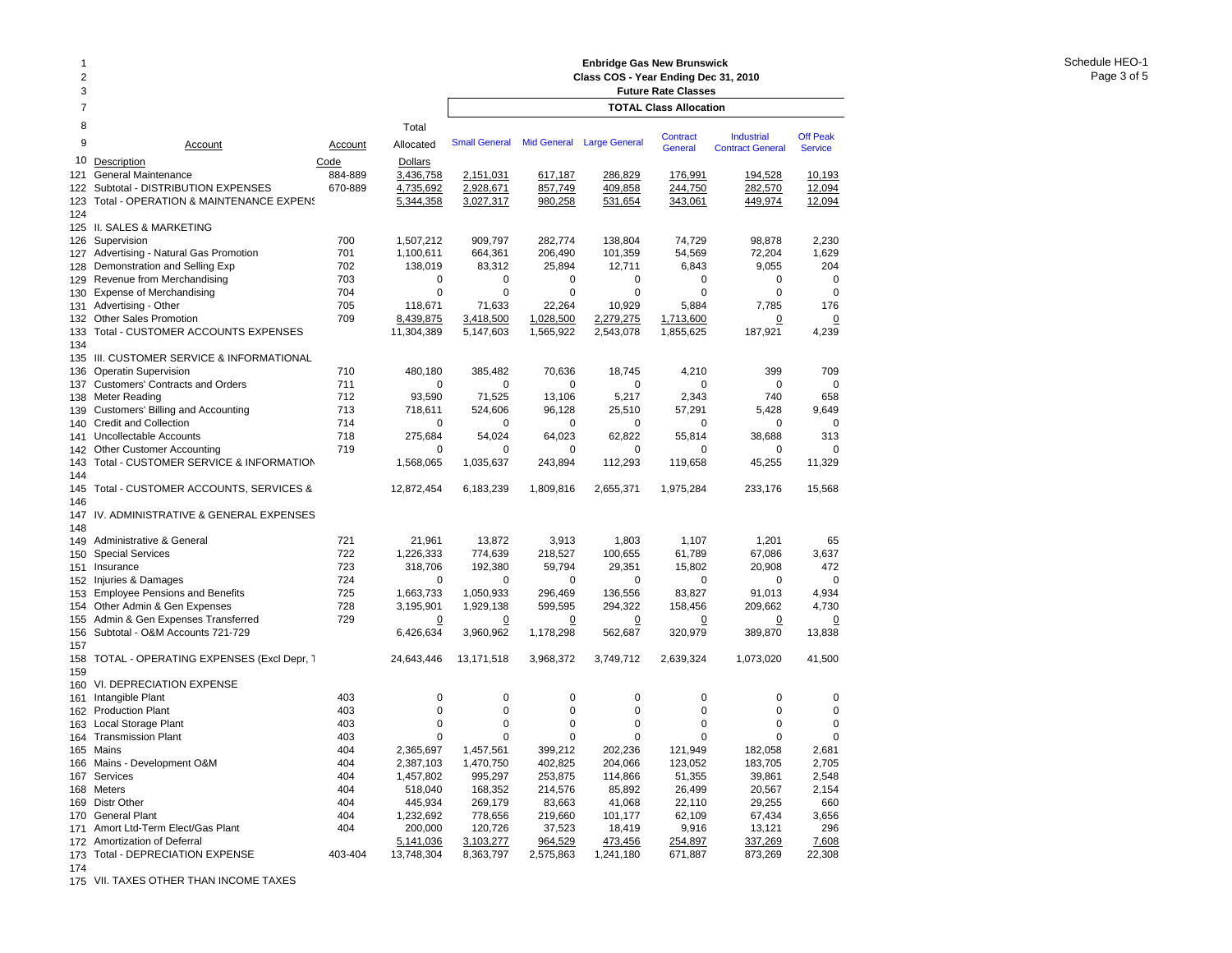**Enbridge Gas New Brunswick**
**Class COS - Year Ending Dec 31, 2010**
**Future Rate Classes**

| | Account | Account | Total | TOTAL Class Allocation | | | | | |
|---|---|---|---|---|---|---|---|---|---|
| | | | Allocated | Small General | Mid General | Large General | Contract General | Industrial Contract General | Off Peak Service |
| 10 | Description | Code | Dollars | | | | | | |
| 121 | General Maintenance | 884-889 | 3,436,758 | 2,151,031 | 617,187 | 286,829 | 176,991 | 194,528 | 10,193 |
| 122 | Subtotal - DISTRIBUTION EXPENSES | 670-889 | 4,735,692 | 2,928,671 | 857,749 | 409,858 | 244,750 | 282,570 | 12,094 |
| 123 | Total - OPERATION & MAINTENANCE EXPENS | | 5,344,358 | 3,027,317 | 980,258 | 531,654 | 343,061 | 449,974 | 12,094 |
| 124 | | | | | | | | | |
| 125 | II. SALES & MARKETING | | | | | | | | |
| 126 | Supervision | 700 | 1,507,212 | 909,797 | 282,774 | 138,804 | 74,729 | 98,878 | 2,230 |
| 127 | Advertising - Natural Gas Promotion | 701 | 1,100,611 | 664,361 | 206,490 | 101,359 | 54,569 | 72,204 | 1,629 |
| 128 | Demonstration and Selling Exp | 702 | 138,019 | 83,312 | 25,894 | 12,711 | 6,843 | 9,055 | 204 |
| 129 | Revenue from Merchandising | 703 | 0 | 0 | 0 | 0 | 0 | 0 | 0 |
| 130 | Expense of Merchandising | 704 | 0 | 0 | 0 | 0 | 0 | 0 | 0 |
| 131 | Advertising - Other | 705 | 118,671 | 71,633 | 22,264 | 10,929 | 5,884 | 7,785 | 176 |
| 132 | Other Sales Promotion | 709 | 8,439,875 | 3,418,500 | 1,028,500 | 2,279,275 | 1,713,600 | 0 | 0 |
| 133 | Total - CUSTOMER ACCOUNTS EXPENSES | | 11,304,389 | 5,147,603 | 1,565,922 | 2,543,078 | 1,855,625 | 187,921 | 4,239 |
| 134 | | | | | | | | | |
| 135 | III. CUSTOMER SERVICE & INFORMATIONAL | | | | | | | | |
| 136 | Operatin Supervision | 710 | 480,180 | 385,482 | 70,636 | 18,745 | 4,210 | 399 | 709 |
| 137 | Customers' Contracts and Orders | 711 | 0 | 0 | 0 | 0 | 0 | 0 | 0 |
| 138 | Meter Reading | 712 | 93,590 | 71,525 | 13,106 | 5,217 | 2,343 | 740 | 658 |
| 139 | Customers' Billing and Accounting | 713 | 718,611 | 524,606 | 96,128 | 25,510 | 57,291 | 5,428 | 9,649 |
| 140 | Credit and Collection | 714 | 0 | 0 | 0 | 0 | 0 | 0 | 0 |
| 141 | Uncollectable Accounts | 718 | 275,684 | 54,024 | 64,023 | 62,822 | 55,814 | 38,688 | 313 |
| 142 | Other Customer Accounting | 719 | 0 | 0 | 0 | 0 | 0 | 0 | 0 |
| 143 | Total - CUSTOMER SERVICE & INFORMATION | | 1,568,065 | 1,035,637 | 243,894 | 112,293 | 119,658 | 45,255 | 11,329 |
| 144 | | | | | | | | | |
| 145 | Total - CUSTOMER ACCOUNTS, SERVICES & | | 12,872,454 | 6,183,239 | 1,809,816 | 2,655,371 | 1,975,284 | 233,176 | 15,568 |
| 146 | | | | | | | | | |
| 147 | IV. ADMINISTRATIVE & GENERAL EXPENSES | | | | | | | | |
| 148 | | | | | | | | | |
| 149 | Administrative & General | 721 | 21,961 | 13,872 | 3,913 | 1,803 | 1,107 | 1,201 | 65 |
| 150 | Special Services | 722 | 1,226,333 | 774,639 | 218,527 | 100,655 | 61,789 | 67,086 | 3,637 |
| 151 | Insurance | 723 | 318,706 | 192,380 | 59,794 | 29,351 | 15,802 | 20,908 | 472 |
| 152 | Injuries & Damages | 724 | 0 | 0 | 0 | 0 | 0 | 0 | 0 |
| 153 | Employee Pensions and Benefits | 725 | 1,663,733 | 1,050,933 | 296,469 | 136,556 | 83,827 | 91,013 | 4,934 |
| 154 | Other Admin & Gen Expenses | 728 | 3,195,901 | 1,929,138 | 599,595 | 294,322 | 158,456 | 209,662 | 4,730 |
| 155 | Admin & Gen Expenses Transferred | 729 | 0 | 0 | 0 | 0 | 0 | 0 | 0 |
| 156 | Subtotal - O&M Accounts 721-729 | | 6,426,634 | 3,960,962 | 1,178,298 | 562,687 | 320,979 | 389,870 | 13,838 |
| 157 | | | | | | | | | |
| 158 | TOTAL - OPERATING EXPENSES (Excl Depr, T | | 24,643,446 | 13,171,518 | 3,968,372 | 3,749,712 | 2,639,324 | 1,073,020 | 41,500 |
| 159 | | | | | | | | | |
| 160 | VI. DEPRECIATION EXPENSE | | | | | | | | |
| 161 | Intangible Plant | 403 | 0 | 0 | 0 | 0 | 0 | 0 | 0 |
| 162 | Production Plant | 403 | 0 | 0 | 0 | 0 | 0 | 0 | 0 |
| 163 | Local Storage Plant | 403 | 0 | 0 | 0 | 0 | 0 | 0 | 0 |
| 164 | Transmission Plant | 403 | 0 | 0 | 0 | 0 | 0 | 0 | 0 |
| 165 | Mains | 404 | 2,365,697 | 1,457,561 | 399,212 | 202,236 | 121,949 | 182,058 | 2,681 |
| 166 | Mains - Development O&M | 404 | 2,387,103 | 1,470,750 | 402,825 | 204,066 | 123,052 | 183,705 | 2,705 |
| 167 | Services | 404 | 1,457,802 | 995,297 | 253,875 | 114,866 | 51,355 | 39,861 | 2,548 |
| 168 | Meters | 404 | 518,040 | 168,352 | 214,576 | 85,892 | 26,499 | 20,567 | 2,154 |
| 169 | Distr Other | 404 | 445,934 | 269,179 | 83,663 | 41,068 | 22,110 | 29,255 | 660 |
| 170 | General Plant | 404 | 1,232,692 | 778,656 | 219,660 | 101,177 | 62,109 | 67,434 | 3,656 |
| 171 | Amort Ltd-Term Elect/Gas Plant | 404 | 200,000 | 120,726 | 37,523 | 18,419 | 9,916 | 13,121 | 296 |
| 172 | Amortization of Deferral | | 5,141,036 | 3,103,277 | 964,529 | 473,456 | 254,897 | 337,269 | 7,608 |
| 173 | Total - DEPRECIATION EXPENSE | 403-404 | 13,748,304 | 8,363,797 | 2,575,863 | 1,241,180 | 671,887 | 873,269 | 22,308 |
| 174 | | | | | | | | | |
| 175 | VII. TAXES OTHER THAN INCOME TAXES | | | | | | | | |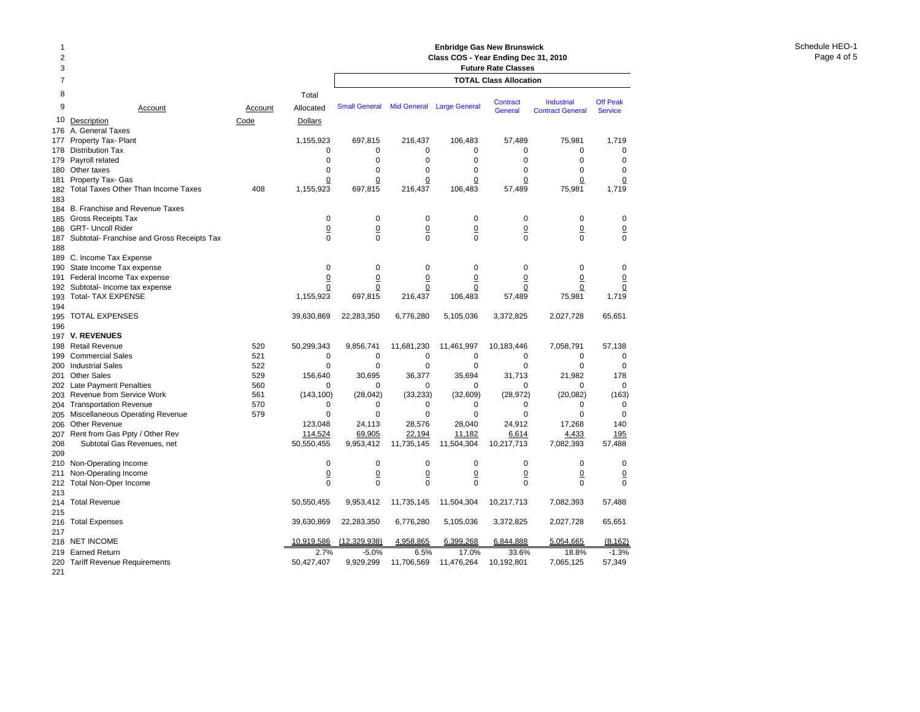# Enbridge Gas New Brunswick

## Class COS - Year Ending Dec 31, 2010

### Future Rate Classes

| Line | Account Description | Account Code | Total Allocated Dollars | Small General | Mid General | Large General | Contract General | Industrial Contract General | Off Peak Service |
|---|---|---|---|---|---|---|---|---|---|
| | | | | **TOTAL Class Allocation** | | | | | |
| 176 | A. General Taxes | | | | | | | | |
| 177 | Property Tax- Plant | | 1,155,923 | 697,815 | 216,437 | 106,483 | 57,489 | 75,981 | 1,719 |
| 178 | Distribution Tax | | 0 | 0 | 0 | 0 | 0 | 0 | 0 |
| 179 | Payroll related | | 0 | 0 | 0 | 0 | 0 | 0 | 0 |
| 180 | Other taxes | | 0 | 0 | 0 | 0 | 0 | 0 | 0 |
| 181 | Property Tax- Gas | | 0 | 0 | 0 | 0 | 0 | 0 | 0 |
| 182 | Total Taxes Other Than Income Taxes | 408 | 1,155,923 | 697,815 | 216,437 | 106,483 | 57,489 | 75,981 | 1,719 |
| 183 | | | | | | | | | |
| 184 | B. Franchise and Revenue Taxes | | | | | | | | |
| 185 | Gross Receipts Tax | | 0 | 0 | 0 | 0 | 0 | 0 | 0 |
| 186 | GRT- Uncoll Rider | | 0 | 0 | 0 | 0 | 0 | 0 | 0 |
| 187 | Subtotal- Franchise and Gross Receipts Tax | | 0 | 0 | 0 | 0 | 0 | 0 | 0 |
| 188 | | | | | | | | | |
| 189 | C. Income Tax Expense | | | | | | | | |
| 190 | State Income Tax expense | | 0 | 0 | 0 | 0 | 0 | 0 | 0 |
| 191 | Federal Income Tax expense | | 0 | 0 | 0 | 0 | 0 | 0 | 0 |
| 192 | Subtotal- Income tax expense | | 0 | 0 | 0 | 0 | 0 | 0 | 0 |
| 193 | Total- TAX EXPENSE | | 1,155,923 | 697,815 | 216,437 | 106,483 | 57,489 | 75,981 | 1,719 |
| 194 | | | | | | | | | |
| 195 | TOTAL EXPENSES | | 39,630,869 | 22,283,350 | 6,776,280 | 5,105,036 | 3,372,825 | 2,027,728 | 65,651 |
| 196 | | | | | | | | | |
| 197 | **V. REVENUES** | | | | | | | | |
| 198 | Retail Revenue | 520 | 50,299,343 | 9,856,741 | 11,681,230 | 11,461,997 | 10,183,446 | 7,058,791 | 57,138 |
| 199 | Commercial Sales | 521 | 0 | 0 | 0 | 0 | 0 | 0 | 0 |
| 200 | Industrial Sales | 522 | 0 | 0 | 0 | 0 | 0 | 0 | 0 |
| 201 | Other Sales | 529 | 156,640 | 30,695 | 36,377 | 35,694 | 31,713 | 21,982 | 178 |
| 202 | Late Payment Penalties | 560 | 0 | 0 | 0 | 0 | 0 | 0 | 0 |
| 203 | Revenue from Service Work | 561 | (143,100) | (28,042) | (33,233) | (32,609) | (28,972) | (20,082) | (163) |
| 204 | Transportation Revenue | 570 | 0 | 0 | 0 | 0 | 0 | 0 | 0 |
| 205 | Miscellaneous Operating Revenue | 579 | 0 | 0 | 0 | 0 | 0 | 0 | 0 |
| 206 | Other Revenue | | 123,048 | 24,113 | 28,576 | 28,040 | 24,912 | 17,268 | 140 |
| 207 | Rent from Gas Ppty / Other Rev | | 114,524 | 69,905 | 22,194 | 11,182 | 6,614 | 4,433 | 195 |
| 208 | Subtotal Gas Revenues, net | | 50,550,455 | 9,953,412 | 11,735,145 | 11,504,304 | 10,217,713 | 7,082,393 | 57,488 |
| 209 | | | | | | | | | |
| 210 | Non-Operating Income | | 0 | 0 | 0 | 0 | 0 | 0 | 0 |
| 211 | Non-Operating Income | | 0 | 0 | 0 | 0 | 0 | 0 | 0 |
| 212 | Total Non-Oper Income | | 0 | 0 | 0 | 0 | 0 | 0 | 0 |
| 213 | | | | | | | | | |
| 214 | Total Revenue | | 50,550,455 | 9,953,412 | 11,735,145 | 11,504,304 | 10,217,713 | 7,082,393 | 57,488 |
| 215 | | | | | | | | | |
| 216 | Total Expenses | | 39,630,869 | 22,283,350 | 6,776,280 | 5,105,036 | 3,372,825 | 2,027,728 | 65,651 |
| 217 | | | | | | | | | |
| 218 | NET INCOME | | 10,919,586 | (12,329,938) | 4,958,865 | 6,399,268 | 6,844,888 | 5,054,665 | (8,162) |
| 219 | Earned Return | | 2.7% | -5.0% | 6.5% | 17.0% | 33.6% | 18.8% | -1.3% |
| 220 | Tariff Revenue Requirements | | 50,427,407 | 9,929,299 | 11,706,569 | 11,476,264 | 10,192,801 | 7,065,125 | 57,349 |
| 221 | | | | | | | | | |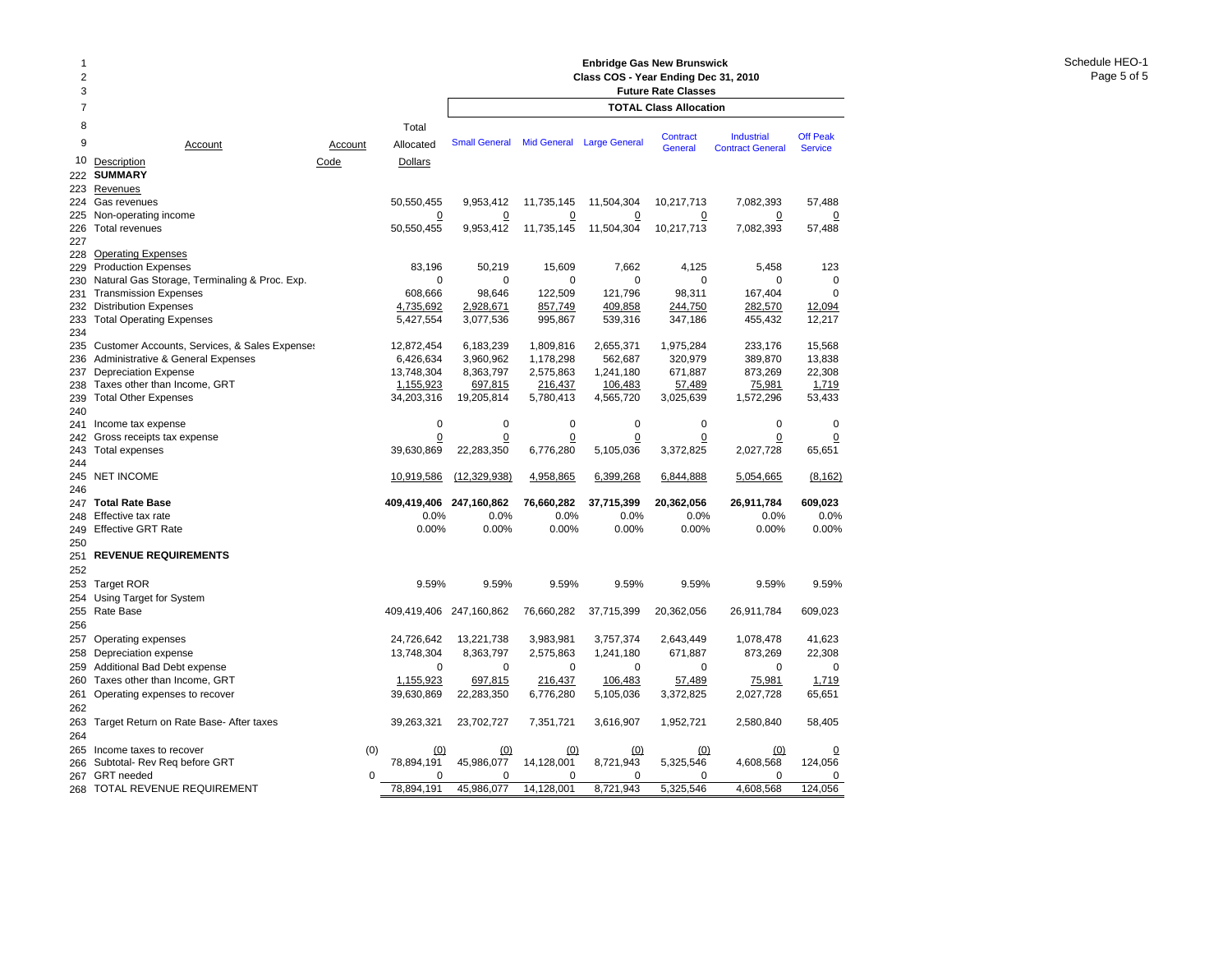**Enbridge Gas New Brunswick**
**Class COS - Year Ending Dec 31, 2010**
**Future Rate Classes**

Schedule HEO-1

| Line | Account Description | Account Code | Total Allocated Dollars | Small General | Mid General | Large General | Contract General | Industrial Contract General | Off Peak Service |
|---|---|---|---|---|---|---|---|---|---|
| | | | | **TOTAL Class Allocation** | | | | | |
| 222 | **SUMMARY** | | | | | | | | |
| 223 | Revenues | | | | | | | | |
| 224 | Gas revenues | | 50,550,455 | 9,953,412 | 11,735,145 | 11,504,304 | 10,217,713 | 7,082,393 | 57,488 |
| 225 | Non-operating income | | 0 | 0 | 0 | 0 | 0 | 0 | 0 |
| 226 | Total revenues | | 50,550,455 | 9,953,412 | 11,735,145 | 11,504,304 | 10,217,713 | 7,082,393 | 57,488 |
| 227 | | | | | | | | | |
| 228 | Operating Expenses | | | | | | | | |
| 229 | Production Expenses | | 83,196 | 50,219 | 15,609 | 7,662 | 4,125 | 5,458 | 123 |
| 230 | Natural Gas Storage, Terminaling & Proc. Exp. | | 0 | 0 | 0 | 0 | 0 | 0 | 0 |
| 231 | Transmission Expenses | | 608,666 | 98,646 | 122,509 | 121,796 | 98,311 | 167,404 | 0 |
| 232 | Distribution Expenses | | 4,735,692 | 2,928,671 | 857,749 | 409,858 | 244,750 | 282,570 | 12,094 |
| 233 | Total Operating Expenses | | 5,427,554 | 3,077,536 | 995,867 | 539,316 | 347,186 | 455,432 | 12,217 |
| 234 | | | | | | | | | |
| 235 | Customer Accounts, Services, & Sales Expenses | | 12,872,454 | 6,183,239 | 1,809,816 | 2,655,371 | 1,975,284 | 233,176 | 15,568 |
| 236 | Administrative & General Expenses | | 6,426,634 | 3,960,962 | 1,178,298 | 562,687 | 320,979 | 389,870 | 13,838 |
| 237 | Depreciation Expense | | 13,748,304 | 8,363,797 | 2,575,863 | 1,241,180 | 671,887 | 873,269 | 22,308 |
| 238 | Taxes other than Income, GRT | | 1,155,923 | 697,815 | 216,437 | 106,483 | 57,489 | 75,981 | 1,719 |
| 239 | Total Other Expenses | | 34,203,316 | 19,205,814 | 5,780,413 | 4,565,720 | 3,025,639 | 1,572,296 | 53,433 |
| 240 | | | | | | | | | |
| 241 | Income tax expense | | 0 | 0 | 0 | 0 | 0 | 0 | 0 |
| 242 | Gross receipts tax expense | | 0 | 0 | 0 | 0 | 0 | 0 | 0 |
| 243 | Total expenses | | 39,630,869 | 22,283,350 | 6,776,280 | 5,105,036 | 3,372,825 | 2,027,728 | 65,651 |
| 244 | | | | | | | | | |
| 245 | NET INCOME | | 10,919,586 | (12,329,938) | 4,958,865 | 6,399,268 | 6,844,888 | 5,054,665 | (8,162) |
| 246 | | | | | | | | | |
| 247 | **Total Rate Base** | | **409,419,406** | **247,160,862** | **76,660,282** | **37,715,399** | **20,362,056** | **26,911,784** | **609,023** |
| 248 | Effective tax rate | | 0.0% | 0.0% | 0.0% | 0.0% | 0.0% | 0.0% | 0.0% |
| 249 | Effective GRT Rate | | 0.00% | 0.00% | 0.00% | 0.00% | 0.00% | 0.00% | 0.00% |
| 250 | | | | | | | | | |
| 251 | **REVENUE REQUIREMENTS** | | | | | | | | |
| 252 | | | | | | | | | |
| 253 | Target ROR | | 9.59% | 9.59% | 9.59% | 9.59% | 9.59% | 9.59% | 9.59% |
| 254 | Using Target for System | | | | | | | | |
| 255 | Rate Base | | 409,419,406 | 247,160,862 | 76,660,282 | 37,715,399 | 20,362,056 | 26,911,784 | 609,023 |
| 256 | | | | | | | | | |
| 257 | Operating expenses | | 24,726,642 | 13,221,738 | 3,983,981 | 3,757,374 | 2,643,449 | 1,078,478 | 41,623 |
| 258 | Depreciation expense | | 13,748,304 | 8,363,797 | 2,575,863 | 1,241,180 | 671,887 | 873,269 | 22,308 |
| 259 | Additional Bad Debt expense | | 0 | 0 | 0 | 0 | 0 | 0 | 0 |
| 260 | Taxes other than Income, GRT | | 1,155,923 | 697,815 | 216,437 | 106,483 | 57,489 | 75,981 | 1,719 |
| 261 | Operating expenses to recover | | 39,630,869 | 22,283,350 | 6,776,280 | 5,105,036 | 3,372,825 | 2,027,728 | 65,651 |
| 262 | | | | | | | | | |
| 263 | Target Return on Rate Base- After taxes | | 39,263,321 | 23,702,727 | 7,351,721 | 3,616,907 | 1,952,721 | 2,580,840 | 58,405 |
| 264 | | | | | | | | | |
| 265 | Income taxes to recover | (0) | (0) | (0) | (0) | (0) | (0) | (0) | 0 |
| 266 | Subtotal- Rev Req before GRT | | 78,894,191 | 45,986,077 | 14,128,001 | 8,721,943 | 5,325,546 | 4,608,568 | 124,056 |
| 267 | GRT needed | 0 | 0 | 0 | 0 | 0 | 0 | 0 | 0 |
| 268 | TOTAL REVENUE REQUIREMENT | | 78,894,191 | 45,986,077 | 14,128,001 | 8,721,943 | 5,325,546 | 4,608,568 | 124,056 |